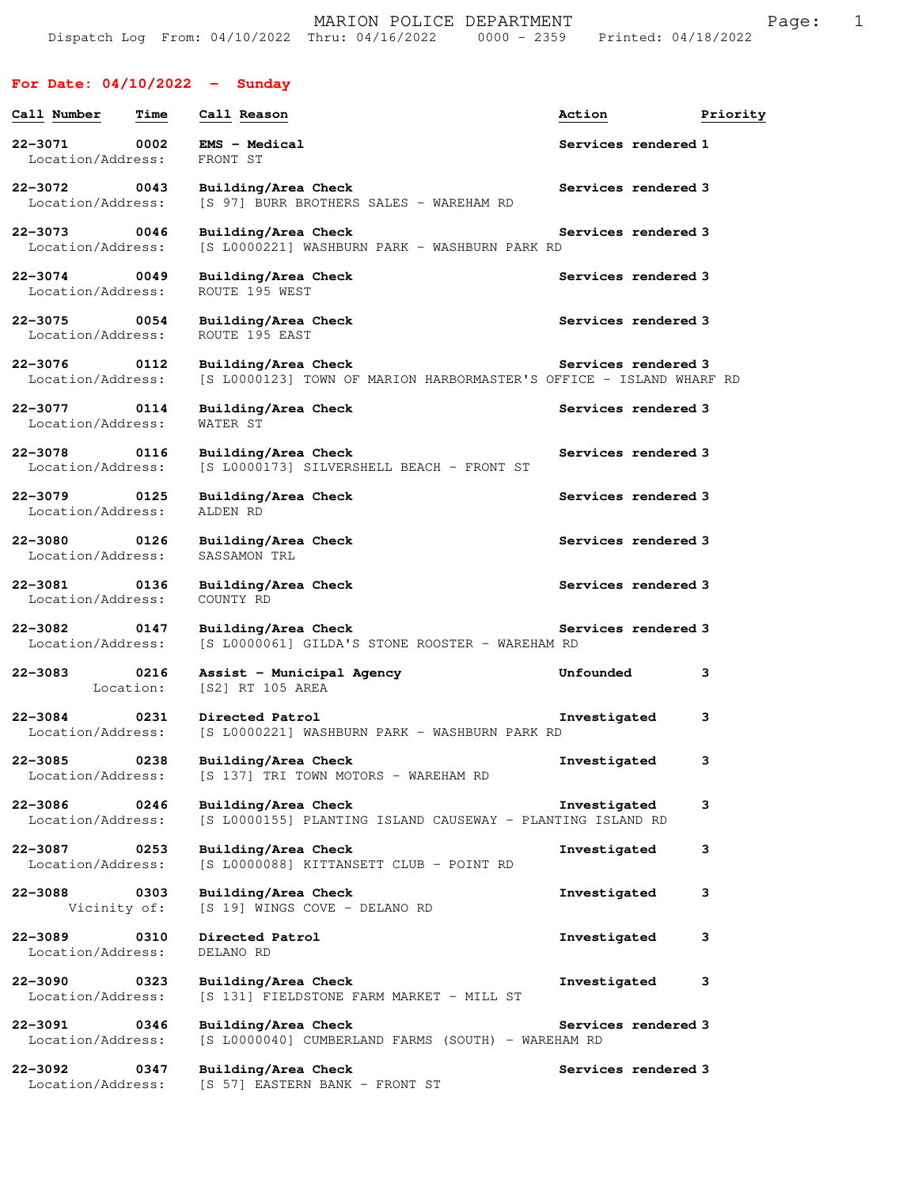# MARION POLICE DEPARTMENT

Dispatch Log From: 04/10/2022 Thru: 04/16/2022 0000 - 2359 Printed: 04/18/2022

## For Date: 04/10/2022 - Sunday

| Call Number | Time | Call Reason | Action | Priority |
|---|---|---|---|---|
| 22-3071 | 0002 | EMS - Medical | Services rendered | 1 |
| Location/Address: | | FRONT ST | | |
| 22-3072 | 0043 | Building/Area Check | Services rendered | 3 |
| Location/Address: | | [S 97] BURR BROTHERS SALES - WAREHAM RD | | |
| 22-3073 | 0046 | Building/Area Check | Services rendered | 3 |
| Location/Address: | | [S L0000221] WASHBURN PARK - WASHBURN PARK RD | | |
| 22-3074 | 0049 | Building/Area Check | Services rendered | 3 |
| Location/Address: | | ROUTE 195 WEST | | |
| 22-3075 | 0054 | Building/Area Check | Services rendered | 3 |
| Location/Address: | | ROUTE 195 EAST | | |
| 22-3076 | 0112 | Building/Area Check | Services rendered | 3 |
| Location/Address: | | [S L0000123] TOWN OF MARION HARBORMASTER'S OFFICE - ISLAND WHARF RD | | |
| 22-3077 | 0114 | Building/Area Check | Services rendered | 3 |
| Location/Address: | | WATER ST | | |
| 22-3078 | 0116 | Building/Area Check | Services rendered | 3 |
| Location/Address: | | [S L0000173] SILVERSHELL BEACH - FRONT ST | | |
| 22-3079 | 0125 | Building/Area Check | Services rendered | 3 |
| Location/Address: | | ALDEN RD | | |
| 22-3080 | 0126 | Building/Area Check | Services rendered | 3 |
| Location/Address: | | SASSAMON TRL | | |
| 22-3081 | 0136 | Building/Area Check | Services rendered | 3 |
| Location/Address: | | COUNTY RD | | |
| 22-3082 | 0147 | Building/Area Check | Services rendered | 3 |
| Location/Address: | | [S L0000061] GILDA'S STONE ROOSTER - WAREHAM RD | | |
| 22-3083 | 0216 | Assist - Municipal Agency | Unfounded | 3 |
| Location: | | [S2] RT 105 AREA | | |
| 22-3084 | 0231 | Directed Patrol | Investigated | 3 |
| Location/Address: | | [S L0000221] WASHBURN PARK - WASHBURN PARK RD | | |
| 22-3085 | 0238 | Building/Area Check | Investigated | 3 |
| Location/Address: | | [S 137] TRI TOWN MOTORS - WAREHAM RD | | |
| 22-3086 | 0246 | Building/Area Check | Investigated | 3 |
| Location/Address: | | [S L0000155] PLANTING ISLAND CAUSEWAY - PLANTING ISLAND RD | | |
| 22-3087 | 0253 | Building/Area Check | Investigated | 3 |
| Location/Address: | | [S L0000088] KITTANSETT CLUB - POINT RD | | |
| 22-3088 | 0303 | Building/Area Check | Investigated | 3 |
| Vicinity of: | | [S 19] WINGS COVE - DELANO RD | | |
| 22-3089 | 0310 | Directed Patrol | Investigated | 3 |
| Location/Address: | | DELANO RD | | |
| 22-3090 | 0323 | Building/Area Check | Investigated | 3 |
| Location/Address: | | [S 131] FIELDSTONE FARM MARKET - MILL ST | | |
| 22-3091 | 0346 | Building/Area Check | Services rendered | 3 |
| Location/Address: | | [S L0000040] CUMBERLAND FARMS (SOUTH) - WAREHAM RD | | |
| 22-3092 | 0347 | Building/Area Check | Services rendered | 3 |
| Location/Address: | | [S 57] EASTERN BANK - FRONT ST | | |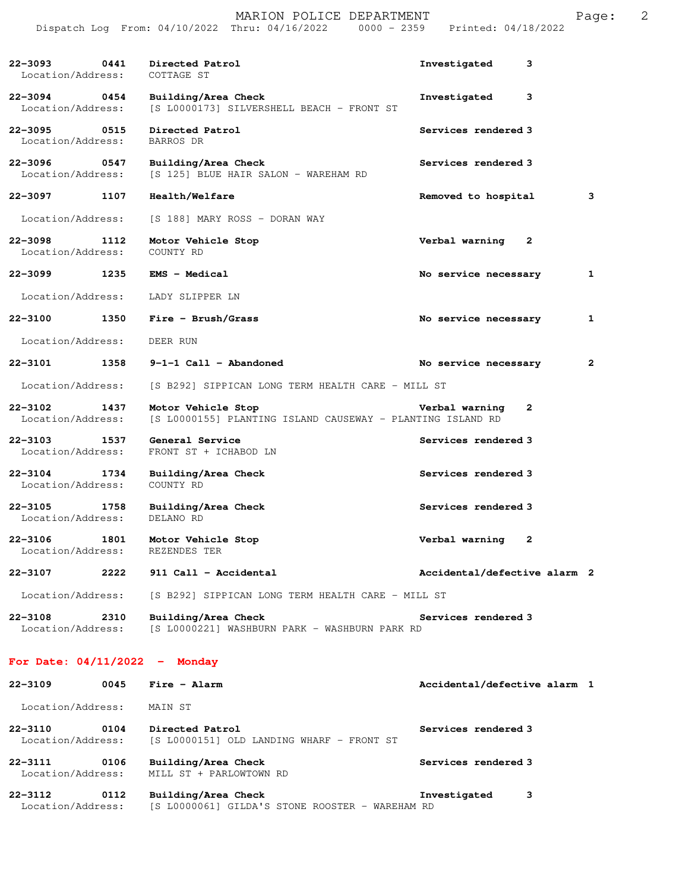| Call # | Time | Call Reason | Action | Priority |
|---|---|---|---|---|
| 22-3093 | 0441 | Directed Patrol | Investigated | 3 |
| Location/Address: | | COTTAGE ST | | |
| 22-3094 | 0454 | Building/Area Check | Investigated | 3 |
| Location/Address: | | [S L0000173] SILVERSHELL BEACH - FRONT ST | | |
| 22-3095 | 0515 | Directed Patrol | Services rendered | 3 |
| Location/Address: | | BARROS DR | | |
| 22-3096 | 0547 | Building/Area Check | Services rendered | 3 |
| Location/Address: | | [S 125] BLUE HAIR SALON - WAREHAM RD | | |
| 22-3097 | 1107 | Health/Welfare | Removed to hospital | 3 |
| Location/Address: | | [S 188] MARY ROSS - DORAN WAY | | |
| 22-3098 | 1112 | Motor Vehicle Stop | Verbal warning | 2 |
| Location/Address: | | COUNTY RD | | |
| 22-3099 | 1235 | EMS - Medical | No service necessary | 1 |
| Location/Address: | | LADY SLIPPER LN | | |
| 22-3100 | 1350 | Fire - Brush/Grass | No service necessary | 1 |
| Location/Address: | | DEER RUN | | |
| 22-3101 | 1358 | 9-1-1 Call - Abandoned | No service necessary | 2 |
| Location/Address: | | [S B292] SIPPICAN LONG TERM HEALTH CARE - MILL ST | | |
| 22-3102 | 1437 | Motor Vehicle Stop | Verbal warning | 2 |
| Location/Address: | | [S L0000155] PLANTING ISLAND CAUSEWAY - PLANTING ISLAND RD | | |
| 22-3103 | 1537 | General Service | Services rendered | 3 |
| Location/Address: | | FRONT ST + ICHABOD LN | | |
| 22-3104 | 1734 | Building/Area Check | Services rendered | 3 |
| Location/Address: | | COUNTY RD | | |
| 22-3105 | 1758 | Building/Area Check | Services rendered | 3 |
| Location/Address: | | DELANO RD | | |
| 22-3106 | 1801 | Motor Vehicle Stop | Verbal warning | 2 |
| Location/Address: | | REZENDES TER | | |
| 22-3107 | 2222 | 911 Call - Accidental | Accidental/defective alarm | 2 |
| Location/Address: | | [S B292] SIPPICAN LONG TERM HEALTH CARE - MILL ST | | |
| 22-3108 | 2310 | Building/Area Check | Services rendered | 3 |
| Location/Address: | | [S L0000221] WASHBURN PARK - WASHBURN PARK RD | | |

**For Date: 04/11/2022 - Monday**

| Call # | Time | Call Reason | Action | Priority |
|---|---|---|---|---|
| 22-3109 | 0045 | Fire - Alarm | Accidental/defective alarm | 1 |
| Location/Address: | | MAIN ST | | |
| 22-3110 | 0104 | Directed Patrol | Services rendered | 3 |
| Location/Address: | | [S L0000151] OLD LANDING WHARF - FRONT ST | | |
| 22-3111 | 0106 | Building/Area Check | Services rendered | 3 |
| Location/Address: | | MILL ST + PARLOWTOWN RD | | |
| 22-3112 | 0112 | Building/Area Check | Investigated | 3 |
| Location/Address: | | [S L0000061] GILDA'S STONE ROOSTER - WAREHAM RD | | |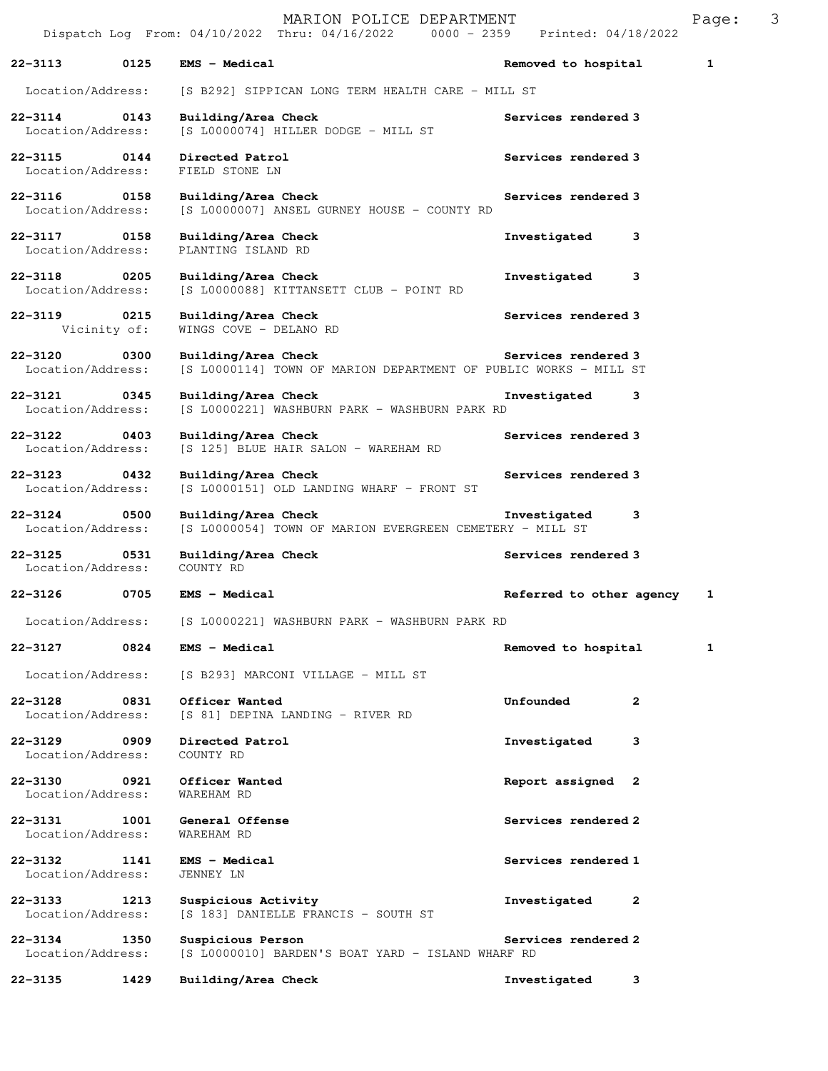Dispatch Log From: 04/10/2022 Thru: 04/16/2022 0000 - 2359 Printed: 04/18/2022

**22-3113 0125 EMS - Medical** Removed to hospital 1

Location/Address: [S B292] SIPPICAN LONG TERM HEALTH CARE - MILL ST

**22-3114 0143 Building/Area Check** Services rendered 3
Location/Address: [S L0000074] HILLER DODGE - MILL ST

**22-3115 0144 Directed Patrol** Services rendered 3
Location/Address: FIELD STONE LN

**22-3116 0158 Building/Area Check** Services rendered 3
Location/Address: [S L0000007] ANSEL GURNEY HOUSE - COUNTY RD

**22-3117 0158 Building/Area Check** Investigated 3
Location/Address: PLANTING ISLAND RD

**22-3118 0205 Building/Area Check** Investigated 3
Location/Address: [S L0000088] KITTANSETT CLUB - POINT RD

**22-3119 0215 Building/Area Check** Services rendered 3
Vicinity of: WINGS COVE - DELANO RD

**22-3120 0300 Building/Area Check** Services rendered 3
Location/Address: [S L0000114] TOWN OF MARION DEPARTMENT OF PUBLIC WORKS - MILL ST

**22-3121 0345 Building/Area Check** Investigated 3
Location/Address: [S L0000221] WASHBURN PARK - WASHBURN PARK RD

**22-3122 0403 Building/Area Check** Services rendered 3
Location/Address: [S 125] BLUE HAIR SALON - WAREHAM RD

**22-3123 0432 Building/Area Check** Services rendered 3
Location/Address: [S L0000151] OLD LANDING WHARF - FRONT ST

**22-3124 0500 Building/Area Check** Investigated 3
Location/Address: [S L0000054] TOWN OF MARION EVERGREEN CEMETERY - MILL ST

**22-3125 0531 Building/Area Check** Services rendered 3
Location/Address: COUNTY RD

**22-3126 0705 EMS - Medical** Referred to other agency 1

Location/Address: [S L0000221] WASHBURN PARK - WASHBURN PARK RD

**22-3127 0824 EMS - Medical** Removed to hospital 1

Location/Address: [S B293] MARCONI VILLAGE - MILL ST

**22-3128 0831 Officer Wanted** Unfounded 2
Location/Address: [S 81] DEPINA LANDING - RIVER RD

**22-3129 0909 Directed Patrol** Investigated 3
Location/Address: COUNTY RD

**22-3130 0921 Officer Wanted** Report assigned 2
Location/Address: WAREHAM RD

**22-3131 1001 General Offense** Services rendered 2
Location/Address: WAREHAM RD

**22-3132 1141 EMS - Medical** Services rendered 1
Location/Address: JENNEY LN

**22-3133 1213 Suspicious Activity** Investigated 2
Location/Address: [S 183] DANIELLE FRANCIS - SOUTH ST

**22-3134 1350 Suspicious Person** Services rendered 2
Location/Address: [S L0000010] BARDEN'S BOAT YARD - ISLAND WHARF RD

**22-3135 1429 Building/Area Check** Investigated 3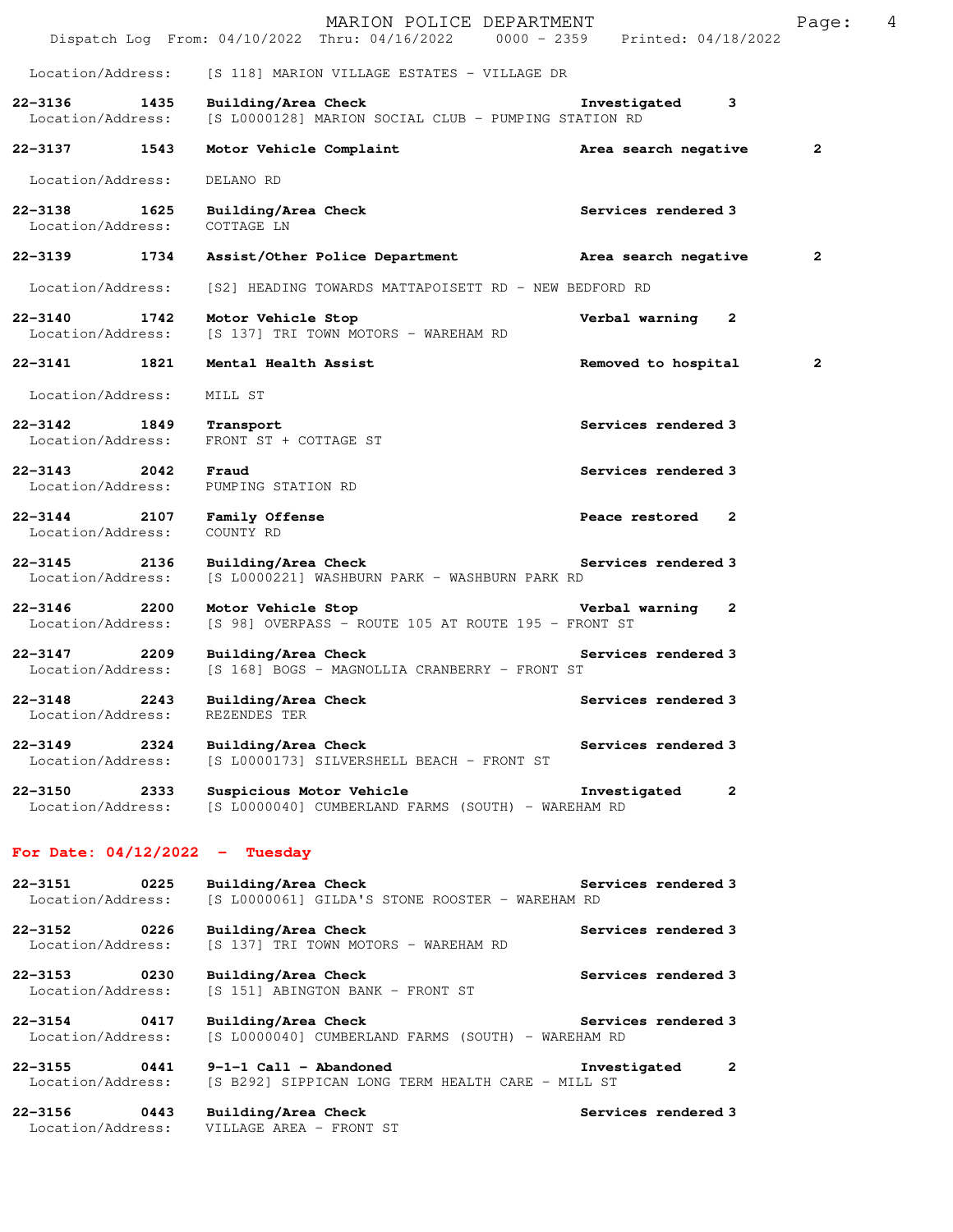Location/Address: [S 118] MARION VILLAGE ESTATES - VILLAGE DR

**22-3136 1435 Building/Area Check** **Investigated 3**
Location/Address: [S L0000128] MARION SOCIAL CLUB - PUMPING STATION RD

**22-3137 1543 Motor Vehicle Complaint** **Area search negative 2**
Location/Address: DELANO RD

**22-3138 1625 Building/Area Check** **Services rendered 3**
Location/Address: COTTAGE LN

**22-3139 1734 Assist/Other Police Department** **Area search negative 2**
Location/Address: [S2] HEADING TOWARDS MATTAPOISETT RD - NEW BEDFORD RD

**22-3140 1742 Motor Vehicle Stop** **Verbal warning 2**
Location/Address: [S 137] TRI TOWN MOTORS - WAREHAM RD

**22-3141 1821 Mental Health Assist** **Removed to hospital 2**
Location/Address: MILL ST

**22-3142 1849 Transport** **Services rendered 3**
Location/Address: FRONT ST + COTTAGE ST

**22-3143 2042 Fraud** **Services rendered 3**
Location/Address: PUMPING STATION RD

**22-3144 2107 Family Offense** **Peace restored 2**
Location/Address: COUNTY RD

**22-3145 2136 Building/Area Check** **Services rendered 3**
Location/Address: [S L0000221] WASHBURN PARK - WASHBURN PARK RD

**22-3146 2200 Motor Vehicle Stop** **Verbal warning 2**
Location/Address: [S 98] OVERPASS - ROUTE 105 AT ROUTE 195 - FRONT ST

**22-3147 2209 Building/Area Check** **Services rendered 3**
Location/Address: [S 168] BOGS - MAGNOLLIA CRANBERRY - FRONT ST

**22-3148 2243 Building/Area Check** **Services rendered 3**
Location/Address: REZENDES TER

**22-3149 2324 Building/Area Check** **Services rendered 3**
Location/Address: [S L0000173] SILVERSHELL BEACH - FRONT ST

**22-3150 2333 Suspicious Motor Vehicle** **Investigated 2**
Location/Address: [S L0000040] CUMBERLAND FARMS (SOUTH) - WAREHAM RD

## For Date: 04/12/2022 - Tuesday

**22-3151 0225 Building/Area Check** **Services rendered 3**
Location/Address: [S L0000061] GILDA'S STONE ROOSTER - WAREHAM RD

**22-3152 0226 Building/Area Check** **Services rendered 3**
Location/Address: [S 137] TRI TOWN MOTORS - WAREHAM RD

**22-3153 0230 Building/Area Check** **Services rendered 3**
Location/Address: [S 151] ABINGTON BANK - FRONT ST

**22-3154 0417 Building/Area Check** **Services rendered 3**
Location/Address: [S L0000040] CUMBERLAND FARMS (SOUTH) - WAREHAM RD

**22-3155 0441 9-1-1 Call - Abandoned** **Investigated 2**
Location/Address: [S B292] SIPPICAN LONG TERM HEALTH CARE - MILL ST

**22-3156 0443 Building/Area Check** **Services rendered 3**
Location/Address: VILLAGE AREA - FRONT ST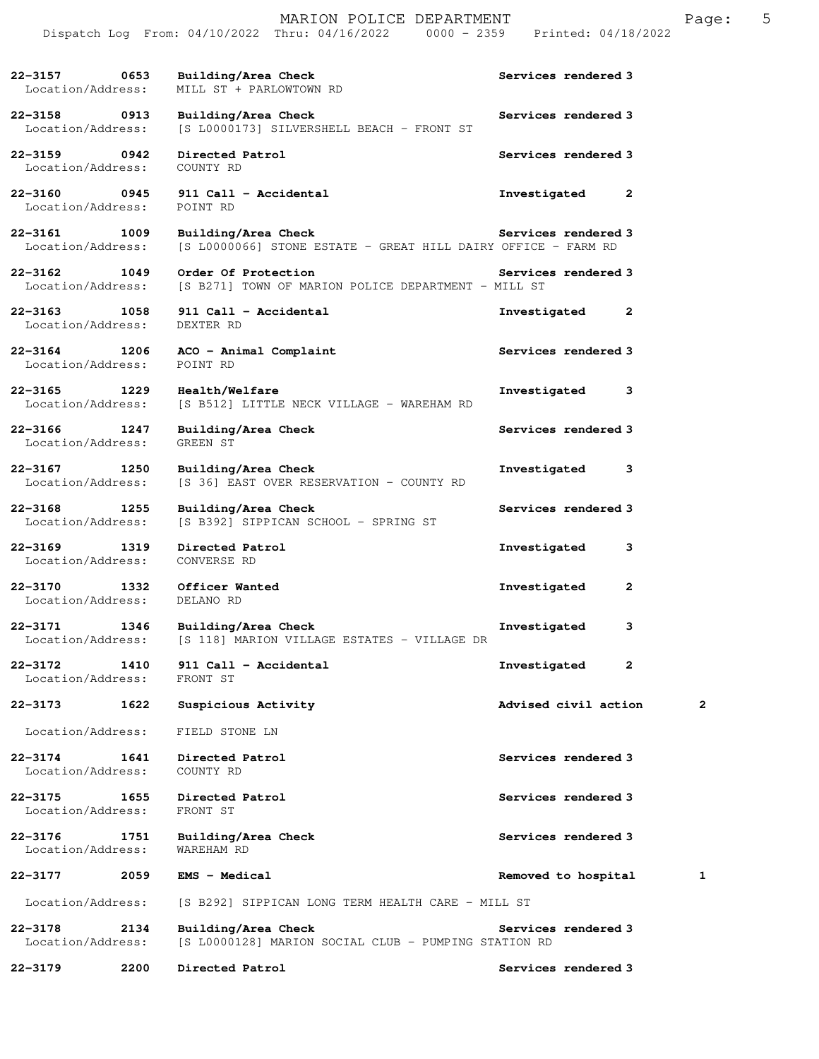**22-3157 0653 Building/Area Check** **Services rendered 3**
Location/Address: MILL ST + PARLOWTOWN RD

**22-3158 0913 Building/Area Check** **Services rendered 3**
Location/Address: [S L0000173] SILVERSHELL BEACH - FRONT ST

**22-3159 0942 Directed Patrol** **Services rendered 3**
Location/Address: COUNTY RD

**22-3160 0945 911 Call - Accidental** **Investigated 2**
Location/Address: POINT RD

**22-3161 1009 Building/Area Check** **Services rendered 3**
Location/Address: [S L0000066] STONE ESTATE - GREAT HILL DAIRY OFFICE - FARM RD

**22-3162 1049 Order Of Protection** **Services rendered 3**
Location/Address: [S B271] TOWN OF MARION POLICE DEPARTMENT - MILL ST

**22-3163 1058 911 Call - Accidental** **Investigated 2**
Location/Address: DEXTER RD

**22-3164 1206 ACO - Animal Complaint** **Services rendered 3**
Location/Address: POINT RD

**22-3165 1229 Health/Welfare** **Investigated 3**
Location/Address: [S B512] LITTLE NECK VILLAGE - WAREHAM RD

**22-3166 1247 Building/Area Check** **Services rendered 3**
Location/Address: GREEN ST

**22-3167 1250 Building/Area Check** **Investigated 3**
Location/Address: [S 36] EAST OVER RESERVATION - COUNTY RD

**22-3168 1255 Building/Area Check** **Services rendered 3**
Location/Address: [S B392] SIPPICAN SCHOOL - SPRING ST

**22-3169 1319 Directed Patrol** **Investigated 3**
Location/Address: CONVERSE RD

**22-3170 1332 Officer Wanted** **Investigated 2**
Location/Address: DELANO RD

**22-3171 1346 Building/Area Check** **Investigated 3**
Location/Address: [S 118] MARION VILLAGE ESTATES - VILLAGE DR

**22-3172 1410 911 Call - Accidental** **Investigated 2**
Location/Address: FRONT ST

**22-3173 1622 Suspicious Activity** **Advised civil action 2**
Location/Address: FIELD STONE LN

**22-3174 1641 Directed Patrol** **Services rendered 3**
Location/Address: COUNTY RD

**22-3175 1655 Directed Patrol** **Services rendered 3**
Location/Address: FRONT ST

**22-3176 1751 Building/Area Check** **Services rendered 3**
Location/Address: WAREHAM RD

**22-3177 2059 EMS - Medical** **Removed to hospital 1**
Location/Address: [S B292] SIPPICAN LONG TERM HEALTH CARE - MILL ST

**22-3178 2134 Building/Area Check** **Services rendered 3**
Location/Address: [S L0000128] MARION SOCIAL CLUB - PUMPING STATION RD

**22-3179 2200 Directed Patrol** **Services rendered 3**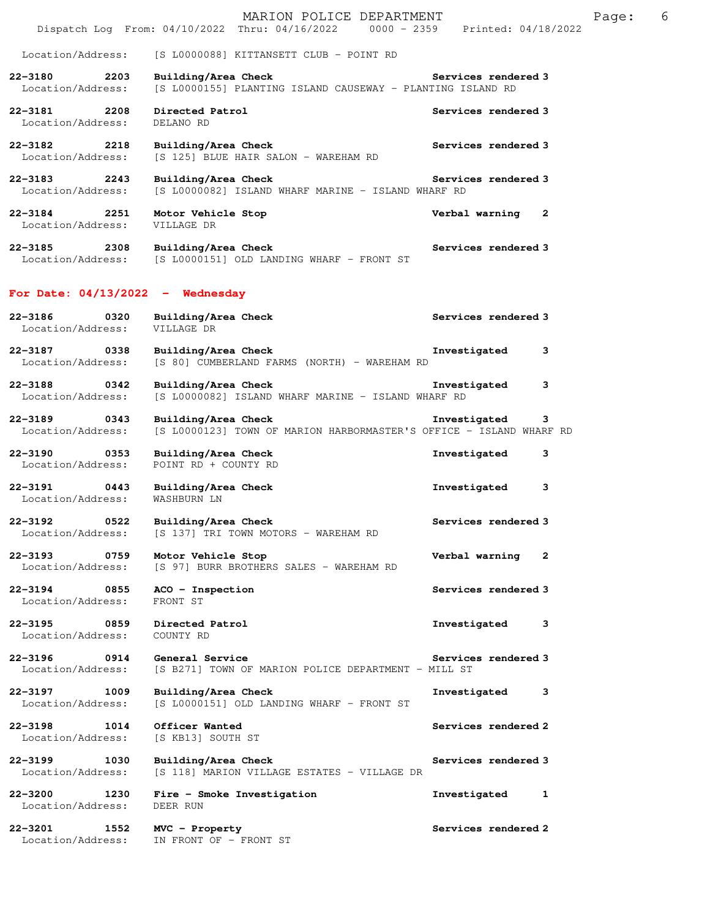Location/Address: [S L0000088] KITTANSETT CLUB - POINT RD

**22-3180 2203 Building/Area Check** Services rendered 3
Location/Address: [S L0000155] PLANTING ISLAND CAUSEWAY - PLANTING ISLAND RD

**22-3181 2208 Directed Patrol** Services rendered 3
Location/Address: DELANO RD

**22-3182 2218 Building/Area Check** Services rendered 3
Location/Address: [S 125] BLUE HAIR SALON - WAREHAM RD

**22-3183 2243 Building/Area Check** Services rendered 3
Location/Address: [S L0000082] ISLAND WHARF MARINE - ISLAND WHARF RD

**22-3184 2251 Motor Vehicle Stop** Verbal warning 2
Location/Address: VILLAGE DR

**22-3185 2308 Building/Area Check** Services rendered 3
Location/Address: [S L0000151] OLD LANDING WHARF - FRONT ST

## For Date: 04/13/2022 - Wednesday

**22-3186 0320 Building/Area Check** Services rendered 3
Location/Address: VILLAGE DR

**22-3187 0338 Building/Area Check** Investigated 3
Location/Address: [S 80] CUMBERLAND FARMS (NORTH) - WAREHAM RD

**22-3188 0342 Building/Area Check** Investigated 3
Location/Address: [S L0000082] ISLAND WHARF MARINE - ISLAND WHARF RD

**22-3189 0343 Building/Area Check** Investigated 3
Location/Address: [S L0000123] TOWN OF MARION HARBORMASTER'S OFFICE - ISLAND WHARF RD

**22-3190 0353 Building/Area Check** Investigated 3
Location/Address: POINT RD + COUNTY RD

**22-3191 0443 Building/Area Check** Investigated 3
Location/Address: WASHBURN LN

**22-3192 0522 Building/Area Check** Services rendered 3
Location/Address: [S 137] TRI TOWN MOTORS - WAREHAM RD

**22-3193 0759 Motor Vehicle Stop** Verbal warning 2
Location/Address: [S 97] BURR BROTHERS SALES - WAREHAM RD

**22-3194 0855 ACO - Inspection** Services rendered 3
Location/Address: FRONT ST

**22-3195 0859 Directed Patrol** Investigated 3
Location/Address: COUNTY RD

**22-3196 0914 General Service** Services rendered 3
Location/Address: [S B271] TOWN OF MARION POLICE DEPARTMENT - MILL ST

**22-3197 1009 Building/Area Check** Investigated 3
Location/Address: [S L0000151] OLD LANDING WHARF - FRONT ST

**22-3198 1014 Officer Wanted** Services rendered 2
Location/Address: [S KB13] SOUTH ST

**22-3199 1030 Building/Area Check** Services rendered 3
Location/Address: [S 118] MARION VILLAGE ESTATES - VILLAGE DR

**22-3200 1230 Fire - Smoke Investigation** Investigated 1
Location/Address: DEER RUN

**22-3201 1552 MVC - Property** Services rendered 2
Location/Address: IN FRONT OF - FRONT ST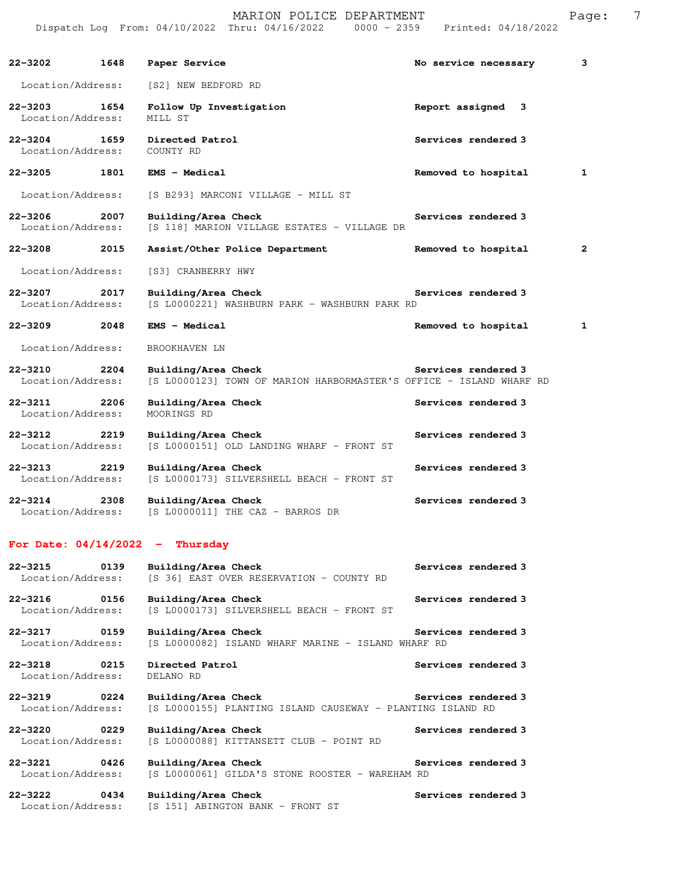22-3202 1648 **Paper Service** **No service necessary** 3

Location/Address: [S2] NEW BEDFORD RD

22-3203 1654 **Follow Up Investigation** **Report assigned** 3
Location/Address: MILL ST

22-3204 1659 **Directed Patrol** **Services rendered** 3
Location/Address: COUNTY RD

22-3205 1801 **EMS - Medical** **Removed to hospital** 1

Location/Address: [S B293] MARCONI VILLAGE - MILL ST

22-3206 2007 **Building/Area Check** **Services rendered** 3
Location/Address: [S 118] MARION VILLAGE ESTATES - VILLAGE DR

22-3208 2015 **Assist/Other Police Department** **Removed to hospital** 2

Location/Address: [S3] CRANBERRY HWY

22-3207 2017 **Building/Area Check** **Services rendered** 3
Location/Address: [S L0000221] WASHBURN PARK - WASHBURN PARK RD

22-3209 2048 **EMS - Medical** **Removed to hospital** 1

Location/Address: BROOKHAVEN LN

22-3210 2204 **Building/Area Check** **Services rendered** 3
Location/Address: [S L0000123] TOWN OF MARION HARBORMASTER'S OFFICE - ISLAND WHARF RD

22-3211 2206 **Building/Area Check** **Services rendered** 3
Location/Address: MOORINGS RD

22-3212 2219 **Building/Area Check** **Services rendered** 3
Location/Address: [S L0000151] OLD LANDING WHARF - FRONT ST

22-3213 2219 **Building/Area Check** **Services rendered** 3
Location/Address: [S L0000173] SILVERSHELL BEACH - FRONT ST

22-3214 2308 **Building/Area Check** **Services rendered** 3
Location/Address: [S L0000011] THE CAZ - BARROS DR

## For Date: 04/14/2022 - Thursday

22-3215 0139 **Building/Area Check** **Services rendered** 3
Location/Address: [S 36] EAST OVER RESERVATION - COUNTY RD

22-3216 0156 **Building/Area Check** **Services rendered** 3
Location/Address: [S L0000173] SILVERSHELL BEACH - FRONT ST

22-3217 0159 **Building/Area Check** **Services rendered** 3
Location/Address: [S L0000082] ISLAND WHARF MARINE - ISLAND WHARF RD

22-3218 0215 **Directed Patrol** **Services rendered** 3
Location/Address: DELANO RD

22-3219 0224 **Building/Area Check** **Services rendered** 3
Location/Address: [S L0000155] PLANTING ISLAND CAUSEWAY - PLANTING ISLAND RD

22-3220 0229 **Building/Area Check** **Services rendered** 3
Location/Address: [S L0000088] KITTANSETT CLUB - POINT RD

22-3221 0426 **Building/Area Check** **Services rendered** 3
Location/Address: [S L0000061] GILDA'S STONE ROOSTER - WAREHAM RD

22-3222 0434 **Building/Area Check** **Services rendered** 3
Location/Address: [S 151] ABINGTON BANK - FRONT ST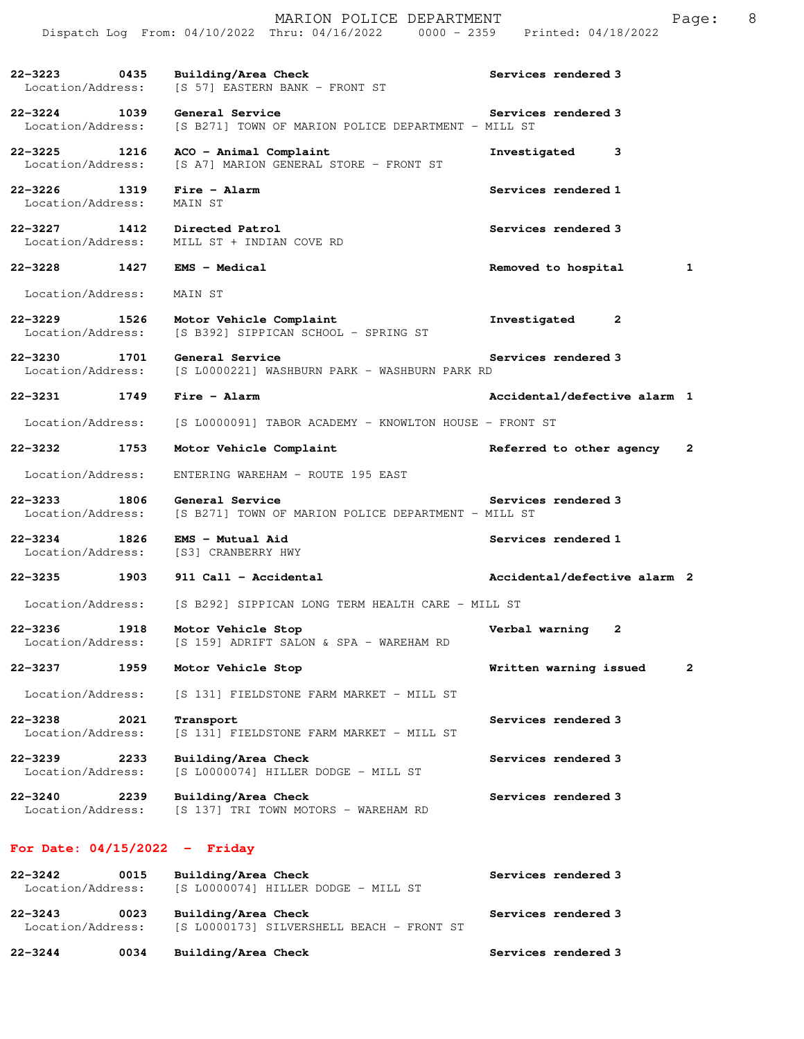| Call # | Time | Call Type | Disposition | Priority |
|---|---|---|---|---|
| 22-3223 | 0435 | Building/Area Check | Services rendered | 3 |
| Location/Address: | | [S 57] EASTERN BANK - FRONT ST | | |
| 22-3224 | 1039 | General Service | Services rendered | 3 |
| Location/Address: | | [S B271] TOWN OF MARION POLICE DEPARTMENT - MILL ST | | |
| 22-3225 | 1216 | ACO - Animal Complaint | Investigated | 3 |
| Location/Address: | | [S A7] MARION GENERAL STORE - FRONT ST | | |
| 22-3226 | 1319 | Fire - Alarm | Services rendered | 1 |
| Location/Address: | | MAIN ST | | |
| 22-3227 | 1412 | Directed Patrol | Services rendered | 3 |
| Location/Address: | | MILL ST + INDIAN COVE RD | | |
| 22-3228 | 1427 | EMS - Medical | Removed to hospital | 1 |
| Location/Address: | | MAIN ST | | |
| 22-3229 | 1526 | Motor Vehicle Complaint | Investigated | 2 |
| Location/Address: | | [S B392] SIPPICAN SCHOOL - SPRING ST | | |
| 22-3230 | 1701 | General Service | Services rendered | 3 |
| Location/Address: | | [S L0000221] WASHBURN PARK - WASHBURN PARK RD | | |
| 22-3231 | 1749 | Fire - Alarm | Accidental/defective alarm | 1 |
| Location/Address: | | [S L0000091] TABOR ACADEMY - KNOWLTON HOUSE - FRONT ST | | |
| 22-3232 | 1753 | Motor Vehicle Complaint | Referred to other agency | 2 |
| Location/Address: | | ENTERING WAREHAM - ROUTE 195 EAST | | |
| 22-3233 | 1806 | General Service | Services rendered | 3 |
| Location/Address: | | [S B271] TOWN OF MARION POLICE DEPARTMENT - MILL ST | | |
| 22-3234 | 1826 | EMS - Mutual Aid | Services rendered | 1 |
| Location/Address: | | [S3] CRANBERRY HWY | | |
| 22-3235 | 1903 | 911 Call - Accidental | Accidental/defective alarm | 2 |
| Location/Address: | | [S B292] SIPPICAN LONG TERM HEALTH CARE - MILL ST | | |
| 22-3236 | 1918 | Motor Vehicle Stop | Verbal warning | 2 |
| Location/Address: | | [S 159] ADRIFT SALON & SPA - WAREHAM RD | | |
| 22-3237 | 1959 | Motor Vehicle Stop | Written warning issued | 2 |
| Location/Address: | | [S 131] FIELDSTONE FARM MARKET - MILL ST | | |
| 22-3238 | 2021 | Transport | Services rendered | 3 |
| Location/Address: | | [S 131] FIELDSTONE FARM MARKET - MILL ST | | |
| 22-3239 | 2233 | Building/Area Check | Services rendered | 3 |
| Location/Address: | | [S L0000074] HILLER DODGE - MILL ST | | |
| 22-3240 | 2239 | Building/Area Check | Services rendered | 3 |
| Location/Address: | | [S 137] TRI TOWN MOTORS - WAREHAM RD | | |

## For Date: 04/15/2022 - Friday

| Call # | Time | Call Type | Disposition | Priority |
|---|---|---|---|---|
| 22-3242 | 0015 | Building/Area Check | Services rendered | 3 |
| Location/Address: | | [S L0000074] HILLER DODGE - MILL ST | | |
| 22-3243 | 0023 | Building/Area Check | Services rendered | 3 |
| Location/Address: | | [S L0000173] SILVERSHELL BEACH - FRONT ST | | |
| 22-3244 | 0034 | Building/Area Check | Services rendered | 3 |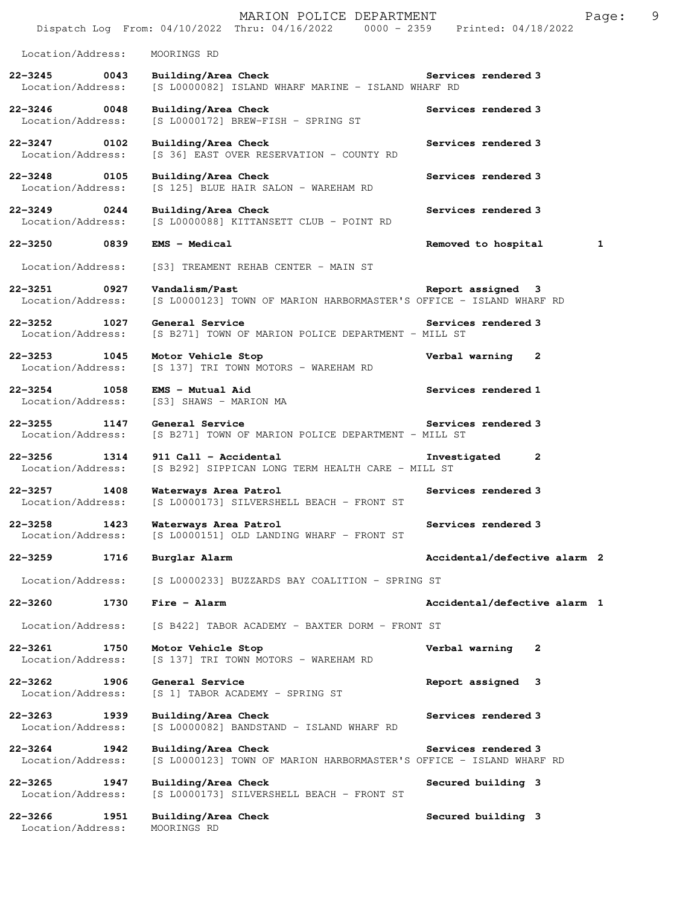Location/Address: MOORINGS RD

**22-3245 0043 Building/Area Check** Services rendered 3
Location/Address: [S L0000082] ISLAND WHARF MARINE - ISLAND WHARF RD

**22-3246 0048 Building/Area Check** Services rendered 3
Location/Address: [S L0000172] BREW-FISH - SPRING ST

**22-3247 0102 Building/Area Check** Services rendered 3
Location/Address: [S 36] EAST OVER RESERVATION - COUNTY RD

**22-3248 0105 Building/Area Check** Services rendered 3
Location/Address: [S 125] BLUE HAIR SALON - WAREHAM RD

**22-3249 0244 Building/Area Check** Services rendered 3
Location/Address: [S L0000088] KITTANSETT CLUB - POINT RD

**22-3250 0839 EMS - Medical** Removed to hospital 1
Location/Address: [S3] TREAMENT REHAB CENTER - MAIN ST

**22-3251 0927 Vandalism/Past** Report assigned 3
Location/Address: [S L0000123] TOWN OF MARION HARBORMASTER'S OFFICE - ISLAND WHARF RD

**22-3252 1027 General Service** Services rendered 3
Location/Address: [S B271] TOWN OF MARION POLICE DEPARTMENT - MILL ST

**22-3253 1045 Motor Vehicle Stop** Verbal warning 2
Location/Address: [S 137] TRI TOWN MOTORS - WAREHAM RD

**22-3254 1058 EMS - Mutual Aid** Services rendered 1
Location/Address: [S3] SHAWS - MARION MA

**22-3255 1147 General Service** Services rendered 3
Location/Address: [S B271] TOWN OF MARION POLICE DEPARTMENT - MILL ST

**22-3256 1314 911 Call - Accidental** Investigated 2
Location/Address: [S B292] SIPPICAN LONG TERM HEALTH CARE - MILL ST

**22-3257 1408 Waterways Area Patrol** Services rendered 3
Location/Address: [S L0000173] SILVERSHELL BEACH - FRONT ST

**22-3258 1423 Waterways Area Patrol** Services rendered 3
Location/Address: [S L0000151] OLD LANDING WHARF - FRONT ST

**22-3259 1716 Burglar Alarm** Accidental/defective alarm 2
Location/Address: [S L0000233] BUZZARDS BAY COALITION - SPRING ST

**22-3260 1730 Fire - Alarm** Accidental/defective alarm 1
Location/Address: [S B422] TABOR ACADEMY - BAXTER DORM - FRONT ST

**22-3261 1750 Motor Vehicle Stop** Verbal warning 2
Location/Address: [S 137] TRI TOWN MOTORS - WAREHAM RD

**22-3262 1906 General Service** Report assigned 3
Location/Address: [S 1] TABOR ACADEMY - SPRING ST

**22-3263 1939 Building/Area Check** Services rendered 3
Location/Address: [S L0000082] BANDSTAND - ISLAND WHARF RD

**22-3264 1942 Building/Area Check** Services rendered 3
Location/Address: [S L0000123] TOWN OF MARION HARBORMASTER'S OFFICE - ISLAND WHARF RD

**22-3265 1947 Building/Area Check** Secured building 3
Location/Address: [S L0000173] SILVERSHELL BEACH - FRONT ST

**22-3266 1951 Building/Area Check** Secured building 3
Location/Address: MOORINGS RD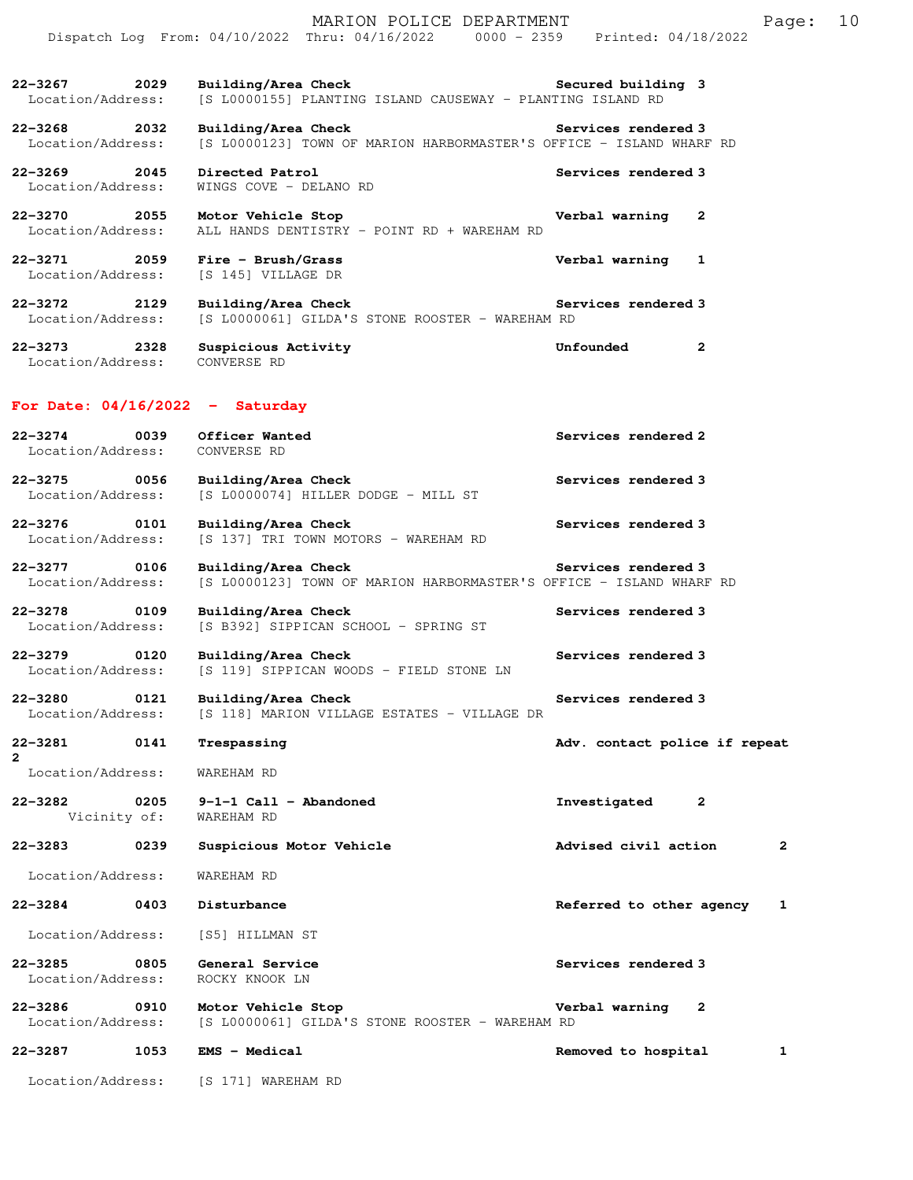**22-3267** **2029** **Building/Area Check** **Secured building 3**
Location/Address: [S L0000155] PLANTING ISLAND CAUSEWAY - PLANTING ISLAND RD

**22-3268** **2032** **Building/Area Check** **Services rendered 3**
Location/Address: [S L0000123] TOWN OF MARION HARBORMASTER'S OFFICE - ISLAND WHARF RD

**22-3269** **2045** **Directed Patrol** **Services rendered 3**
Location/Address: WINGS COVE - DELANO RD

**22-3270** **2055** **Motor Vehicle Stop** **Verbal warning 2**
Location/Address: ALL HANDS DENTISTRY - POINT RD + WAREHAM RD

**22-3271** **2059** **Fire - Brush/Grass** **Verbal warning 1**
Location/Address: [S 145] VILLAGE DR

**22-3272** **2129** **Building/Area Check** **Services rendered 3**
Location/Address: [S L0000061] GILDA'S STONE ROOSTER - WAREHAM RD

**22-3273** **2328** **Suspicious Activity** **Unfounded 2**
Location/Address: CONVERSE RD

## For Date: 04/16/2022 - Saturday

**22-3274** **0039** **Officer Wanted** **Services rendered 2**
Location/Address: CONVERSE RD

**22-3275** **0056** **Building/Area Check** **Services rendered 3**
Location/Address: [S L0000074] HILLER DODGE - MILL ST

**22-3276** **0101** **Building/Area Check** **Services rendered 3**
Location/Address: [S 137] TRI TOWN MOTORS - WAREHAM RD

**22-3277** **0106** **Building/Area Check** **Services rendered 3**
Location/Address: [S L0000123] TOWN OF MARION HARBORMASTER'S OFFICE - ISLAND WHARF RD

**22-3278** **0109** **Building/Area Check** **Services rendered 3**
Location/Address: [S B392] SIPPICAN SCHOOL - SPRING ST

**22-3279** **0120** **Building/Area Check** **Services rendered 3**
Location/Address: [S 119] SIPPICAN WOODS - FIELD STONE LN

**22-3280** **0121** **Building/Area Check** **Services rendered 3**
Location/Address: [S 118] MARION VILLAGE ESTATES - VILLAGE DR

**22-3281** **0141** **Trespassing** **Adv. contact police if repeat**
**2**
Location/Address: WAREHAM RD

**22-3282** **0205** **9-1-1 Call - Abandoned** **Investigated 2**
Vicinity of: WAREHAM RD

**22-3283** **0239** **Suspicious Motor Vehicle** **Advised civil action 2**
Location/Address: WAREHAM RD

**22-3284** **0403** **Disturbance** **Referred to other agency 1**
Location/Address: [S5] HILLMAN ST

**22-3285** **0805** **General Service** **Services rendered 3**
Location/Address: ROCKY KNOOK LN

**22-3286** **0910** **Motor Vehicle Stop** **Verbal warning 2**
Location/Address: [S L0000061] GILDA'S STONE ROOSTER - WAREHAM RD

**22-3287** **1053** **EMS - Medical** **Removed to hospital 1**
Location/Address: [S 171] WAREHAM RD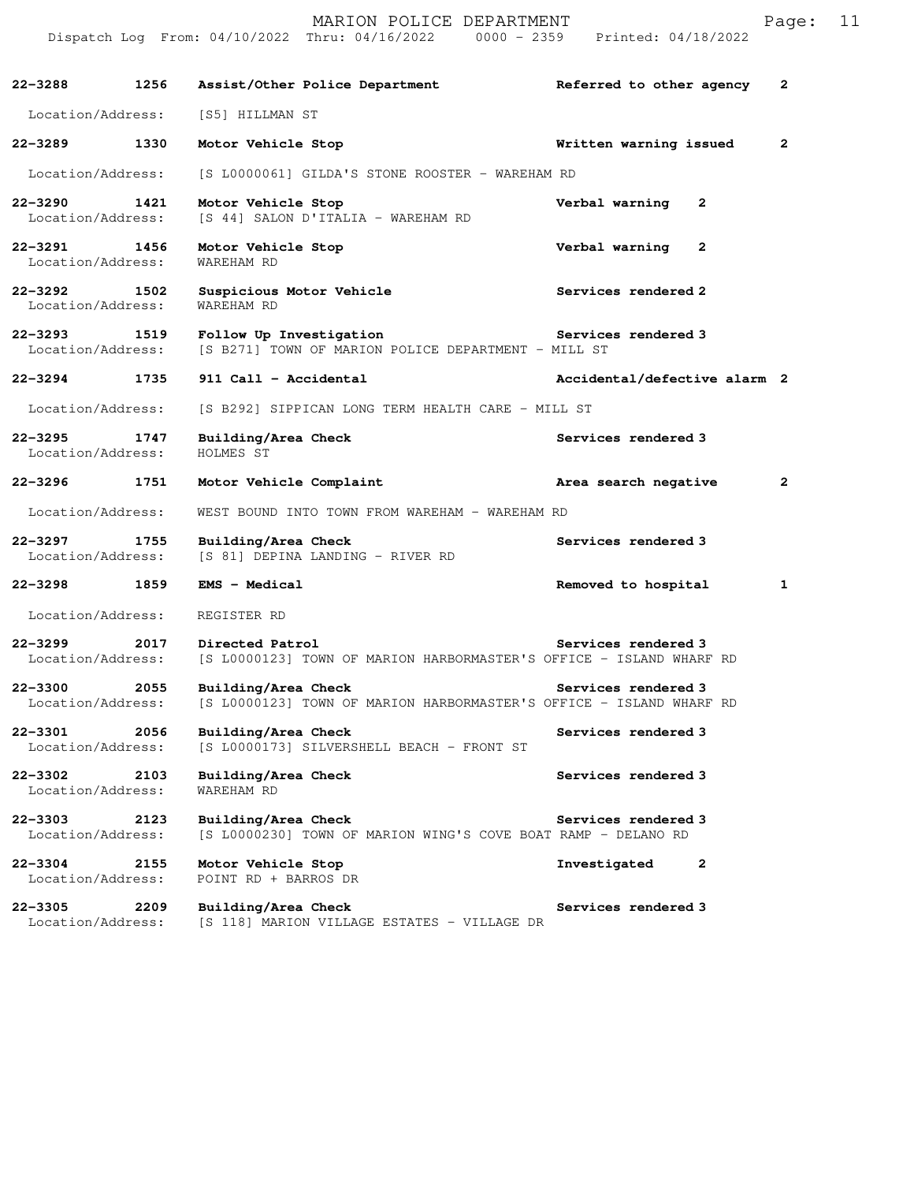MARION POLICE DEPARTMENT

Dispatch Log From: 04/10/2022 Thru: 04/16/2022 0000 - 2359 Printed: 04/18/2022

**22-3288 1256 Assist/Other Police Department** **Referred to other agency 2**

Location/Address: [S5] HILLMAN ST

**22-3289 1330 Motor Vehicle Stop** **Written warning issued 2**

Location/Address: [S L0000061] GILDA'S STONE ROOSTER - WAREHAM RD

**22-3290 1421 Motor Vehicle Stop** **Verbal warning 2**

Location/Address: [S 44] SALON D'ITALIA - WAREHAM RD

**22-3291 1456 Motor Vehicle Stop** **Verbal warning 2**

Location/Address: WAREHAM RD

**22-3292 1502 Suspicious Motor Vehicle** **Services rendered 2**

Location/Address: WAREHAM RD

**22-3293 1519 Follow Up Investigation** **Services rendered 3**

Location/Address: [S B271] TOWN OF MARION POLICE DEPARTMENT - MILL ST

**22-3294 1735 911 Call - Accidental** **Accidental/defective alarm 2**

Location/Address: [S B292] SIPPICAN LONG TERM HEALTH CARE - MILL ST

**22-3295 1747 Building/Area Check** **Services rendered 3**

Location/Address: HOLMES ST

**22-3296 1751 Motor Vehicle Complaint** **Area search negative 2**

Location/Address: WEST BOUND INTO TOWN FROM WAREHAM - WAREHAM RD

**22-3297 1755 Building/Area Check** **Services rendered 3**

Location/Address: [S 81] DEPINA LANDING - RIVER RD

**22-3298 1859 EMS - Medical** **Removed to hospital 1**

Location/Address: REGISTER RD

**22-3299 2017 Directed Patrol** **Services rendered 3**

Location/Address: [S L0000123] TOWN OF MARION HARBORMASTER'S OFFICE - ISLAND WHARF RD

**22-3300 2055 Building/Area Check** **Services rendered 3**

Location/Address: [S L0000123] TOWN OF MARION HARBORMASTER'S OFFICE - ISLAND WHARF RD

**22-3301 2056 Building/Area Check** **Services rendered 3**

Location/Address: [S L0000173] SILVERSHELL BEACH - FRONT ST

**22-3302 2103 Building/Area Check** **Services rendered 3**

Location/Address: WAREHAM RD

**22-3303 2123 Building/Area Check** **Services rendered 3**

Location/Address: [S L0000230] TOWN OF MARION WING'S COVE BOAT RAMP - DELANO RD

**22-3304 2155 Motor Vehicle Stop** **Investigated 2**

Location/Address: POINT RD + BARROS DR

**22-3305 2209 Building/Area Check** **Services rendered 3**

Location/Address: [S 118] MARION VILLAGE ESTATES - VILLAGE DR